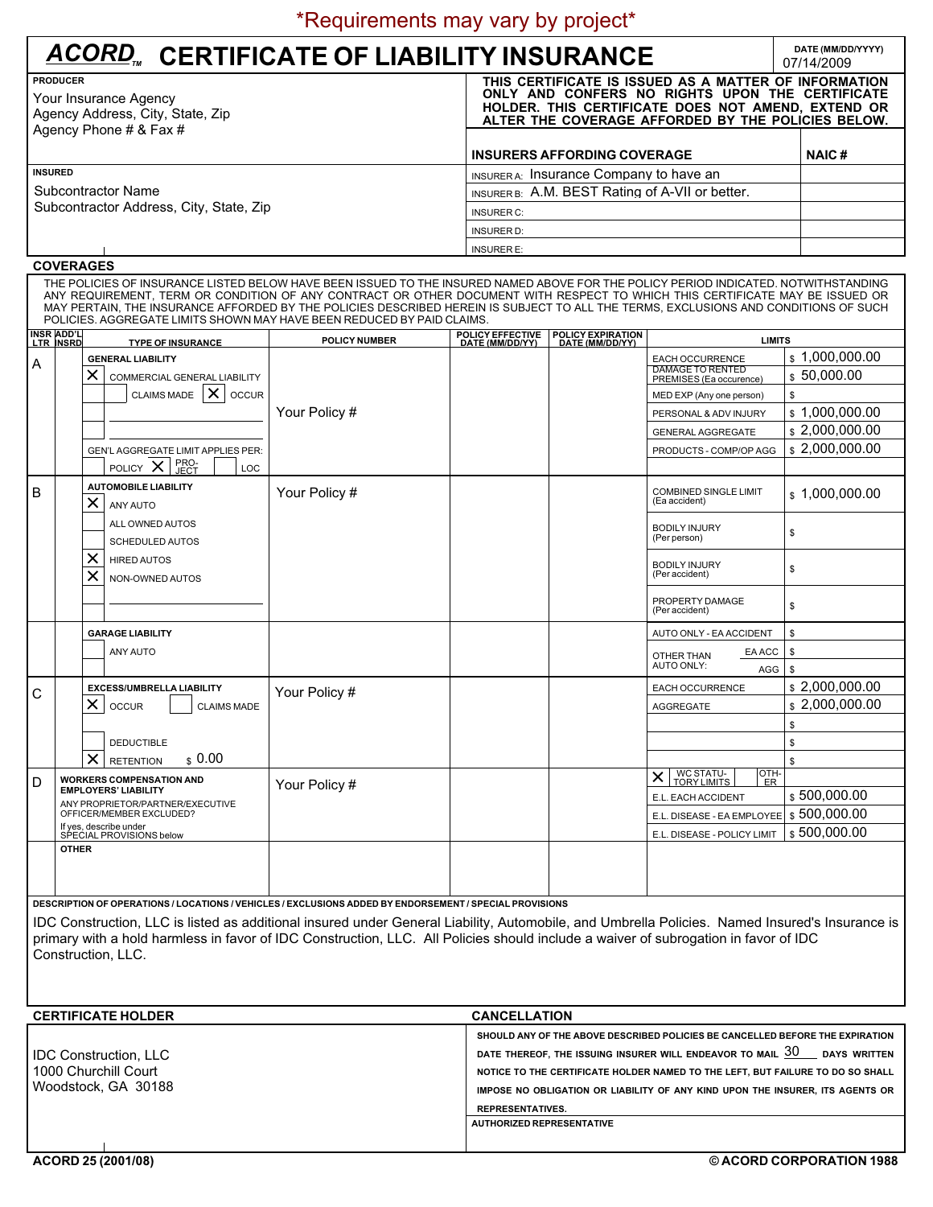*Requirements may vary by project*

# ACORD™ CERTIFICATE OF LIABILITY INSURANCE

**DATE (MM/DD/YYYY)** 07/14/2009

**PRODUCER**

Your Insurance Agency
Agency Address, City, State, Zip
Agency Phone # & Fax #

**THIS CERTIFICATE IS ISSUED AS A MATTER OF INFORMATION ONLY AND CONFERS NO RIGHTS UPON THE CERTIFICATE HOLDER. THIS CERTIFICATE DOES NOT AMEND, EXTEND OR ALTER THE COVERAGE AFFORDED BY THE POLICIES BELOW.**

**INSURED**

Subcontractor Name
Subcontractor Address, City, State, Zip

| INSURERS AFFORDING COVERAGE | NAIC # |
|---|---|
| INSURER A: Insurance Company to have an | |
| INSURER B: A.M. BEST Rating of A-VII or better. | |
| INSURER C: | |
| INSURER D: | |
| INSURER E: | |

## COVERAGES

THE POLICIES OF INSURANCE LISTED BELOW HAVE BEEN ISSUED TO THE INSURED NAMED ABOVE FOR THE POLICY PERIOD INDICATED. NOTWITHSTANDING ANY REQUIREMENT, TERM OR CONDITION OF ANY CONTRACT OR OTHER DOCUMENT WITH RESPECT TO WHICH THIS CERTIFICATE MAY BE ISSUED OR MAY PERTAIN, THE INSURANCE AFFORDED BY THE POLICIES DESCRIBED HEREIN IS SUBJECT TO ALL THE TERMS, EXCLUSIONS AND CONDITIONS OF SUCH POLICIES. AGGREGATE LIMITS SHOWN MAY HAVE BEEN REDUCED BY PAID CLAIMS.

| INSR LTR | ADD'L INSRD | TYPE OF INSURANCE | POLICY NUMBER | POLICY EFFECTIVE DATE (MM/DD/YY) | POLICY EXPIRATION DATE (MM/DD/YY) | LIMITS | |
|---|---|---|---|---|---|---|---|
| A | | **GENERAL LIABILITY**<br>X COMMERCIAL GENERAL LIABILITY<br>CLAIMS MADE  X OCCUR<br>GEN'L AGGREGATE LIMIT APPLIES PER:<br>POLICY X PRO-JECT  LOC | Your Policy # | | | EACH OCCURRENCE | $ 1,000,000.00 |
| | | | | | | DAMAGE TO RENTED PREMISES (Ea occurence) | $ 50,000.00 |
| | | | | | | MED EXP (Any one person) | $ |
| | | | | | | PERSONAL & ADV INJURY | $ 1,000,000.00 |
| | | | | | | GENERAL AGGREGATE | $ 2,000,000.00 |
| | | | | | | PRODUCTS - COMP/OP AGG | $ 2,000,000.00 |
| B | | **AUTOMOBILE LIABILITY**<br>X ANY AUTO<br>ALL OWNED AUTOS<br>SCHEDULED AUTOS<br>X HIRED AUTOS<br>X NON-OWNED AUTOS | Your Policy # | | | COMBINED SINGLE LIMIT (Ea accident) | $ 1,000,000.00 |
| | | | | | | BODILY INJURY (Per person) | $ |
| | | | | | | BODILY INJURY (Per accident) | $ |
| | | | | | | PROPERTY DAMAGE (Per accident) | $ |
| | | **GARAGE LIABILITY**<br>ANY AUTO | | | | AUTO ONLY - EA ACCIDENT | $ |
| | | | | | | OTHER THAN AUTO ONLY: EA ACC | $ |
| | | | | | | AGG | $ |
| C | | **EXCESS/UMBRELLA LIABILITY**<br>X OCCUR  CLAIMS MADE<br>DEDUCTIBLE<br>X RETENTION $ 0.00 | Your Policy # | | | EACH OCCURRENCE | $ 2,000,000.00 |
| | | | | | | AGGREGATE | $ 2,000,000.00 |
| | | | | | | | $ |
| | | | | | | | $ |
| | | | | | | | $ |
| D | | **WORKERS COMPENSATION AND EMPLOYERS' LIABILITY**<br>ANY PROPRIETOR/PARTNER/EXECUTIVE OFFICER/MEMBER EXCLUDED?<br>If yes, describe under SPECIAL PROVISIONS below | Your Policy # | | | X WC STATU-TORY LIMITS  OTH-ER | |
| | | | | | | E.L. EACH ACCIDENT | $ 500,000.00 |
| | | | | | | E.L. DISEASE - EA EMPLOYEE | $ 500,000.00 |
| | | | | | | E.L. DISEASE - POLICY LIMIT | $ 500,000.00 |
| | | **OTHER** | | | | | |

**DESCRIPTION OF OPERATIONS / LOCATIONS / VEHICLES / EXCLUSIONS ADDED BY ENDORSEMENT / SPECIAL PROVISIONS**

IDC Construction, LLC is listed as additional insured under General Liability, Automobile, and Umbrella Policies. Named Insured's Insurance is primary with a hold harmless in favor of IDC Construction, LLC. All Policies should include a waiver of subrogation in favor of IDC Construction, LLC.

**CERTIFICATE HOLDER**

IDC Construction, LLC
1000 Churchill Court
Woodstock, GA 30188

**CANCELLATION**

SHOULD ANY OF THE ABOVE DESCRIBED POLICIES BE CANCELLED BEFORE THE EXPIRATION DATE THEREOF, THE ISSUING INSURER WILL ENDEAVOR TO MAIL 30 DAYS WRITTEN NOTICE TO THE CERTIFICATE HOLDER NAMED TO THE LEFT, BUT FAILURE TO DO SO SHALL IMPOSE NO OBLIGATION OR LIABILITY OF ANY KIND UPON THE INSURER, ITS AGENTS OR REPRESENTATIVES.

**AUTHORIZED REPRESENTATIVE**

ACORD 25 (2001/08) © ACORD CORPORATION 1988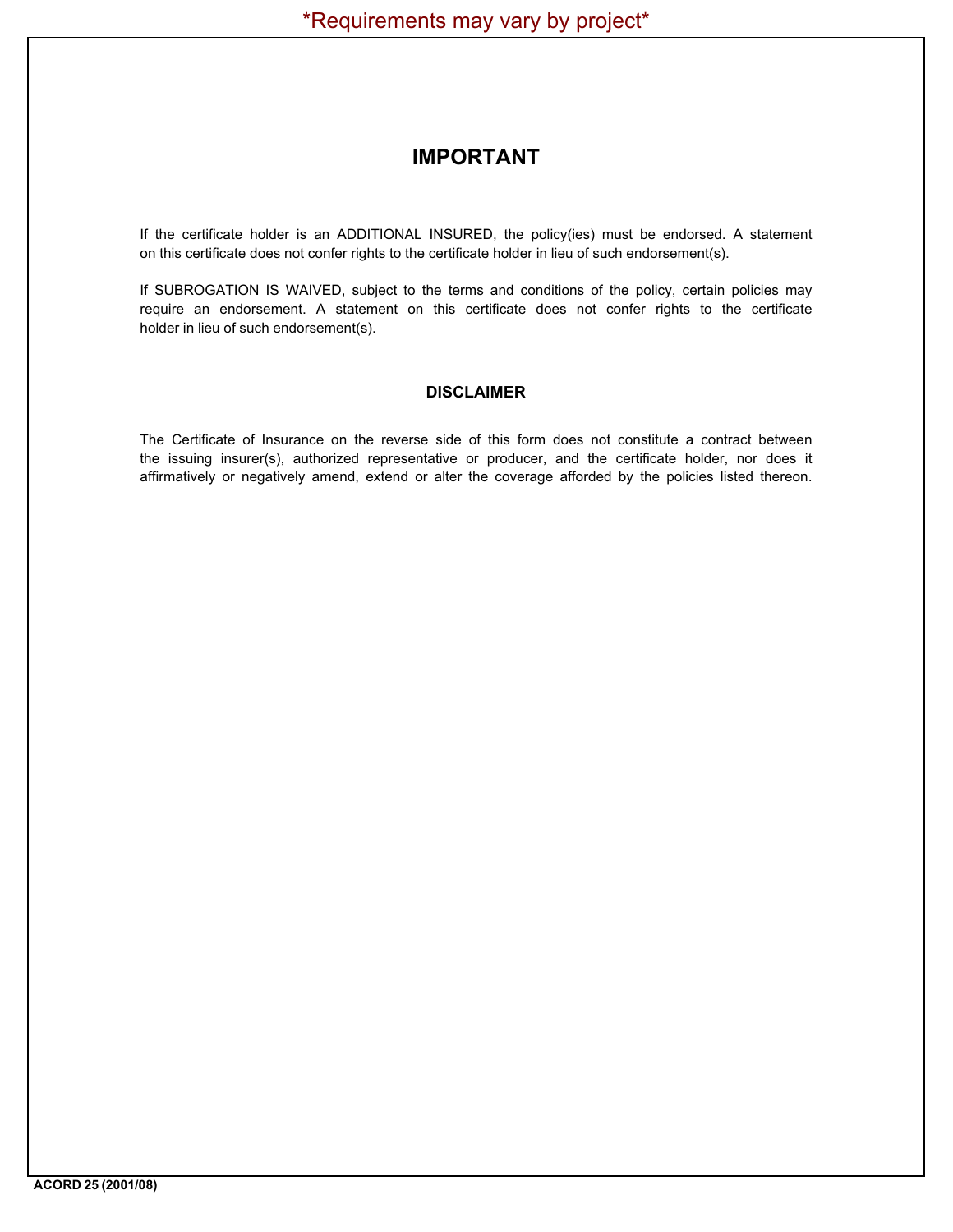*Requirements may vary by project*

## IMPORTANT

If the certificate holder is an ADDITIONAL INSURED, the policy(ies) must be endorsed. A statement on this certificate does not confer rights to the certificate holder in lieu of such endorsement(s).

If SUBROGATION IS WAIVED, subject to the terms and conditions of the policy, certain policies may require an endorsement. A statement on this certificate does not confer rights to the certificate holder in lieu of such endorsement(s).

### DISCLAIMER

The Certificate of Insurance on the reverse side of this form does not constitute a contract between the issuing insurer(s), authorized representative or producer, and the certificate holder, nor does it affirmatively or negatively amend, extend or alter the coverage afforded by the policies listed thereon.

**ACORD 25 (2001/08)**